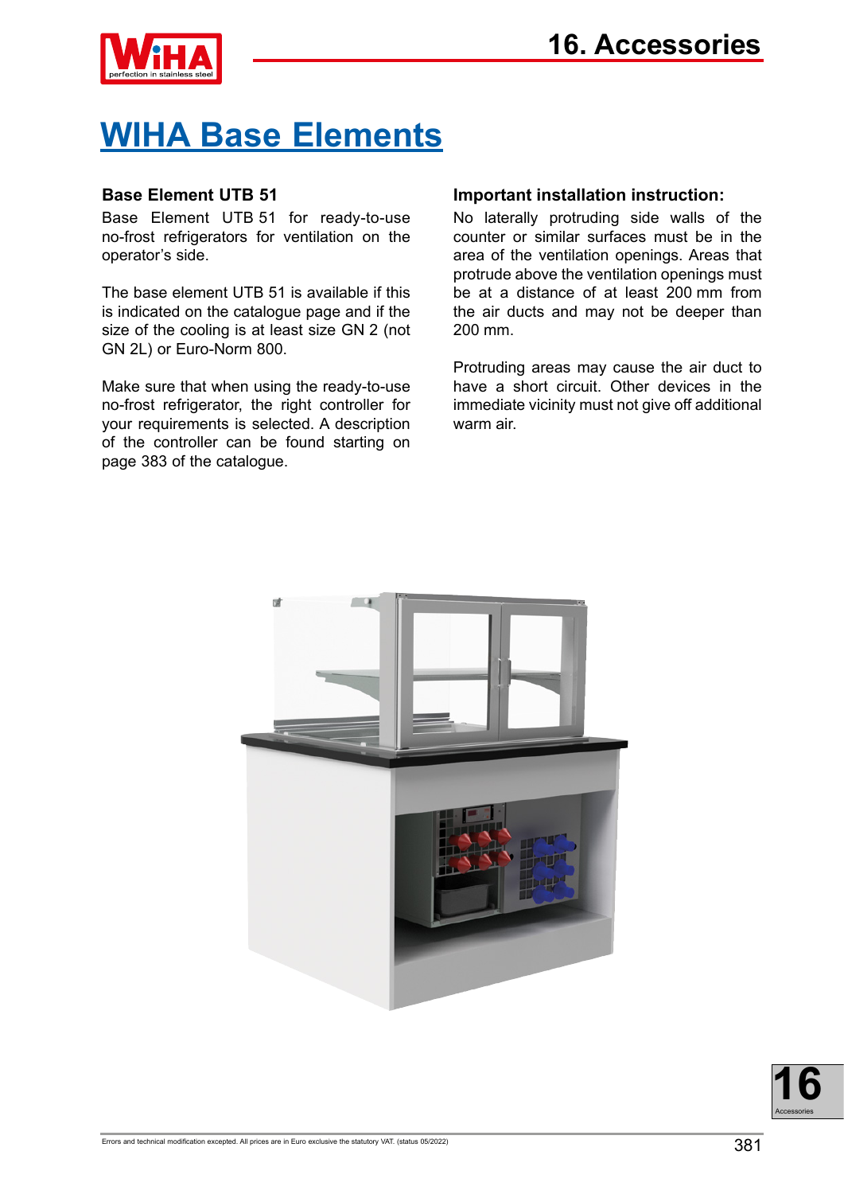# WIHA Base Elements

### Base Element UTB 51

Base Element UTB 51 for ready-to-use no-frost refrigerators for ventilation on the operator's side.

The base element UTB 51 is available if this is indicated on the catalogue page and if the size of the cooling is at least size GN 2 (not GN 2L) or Euro-Norm 800.

Make sure that when using the ready-to-use no-frost refrigerator, the right controller for your requirements is selected. A description of the controller can be found starting on page 383 of the catalogue.

### Important installation instruction:

No laterally protruding side walls of the counter or similar surfaces must be in the area of the ventilation openings. Areas that protrude above the ventilation openings must be at a distance of at least 200 mm from the air ducts and may not be deeper than 200 mm.

Protruding areas may cause the air duct to have a short circuit. Other devices in the immediate vicinity must not give off additional warm air.

Errors and technical modification excepted. All prices are in Euro exclusive the statutory VAT. (status 05/2022)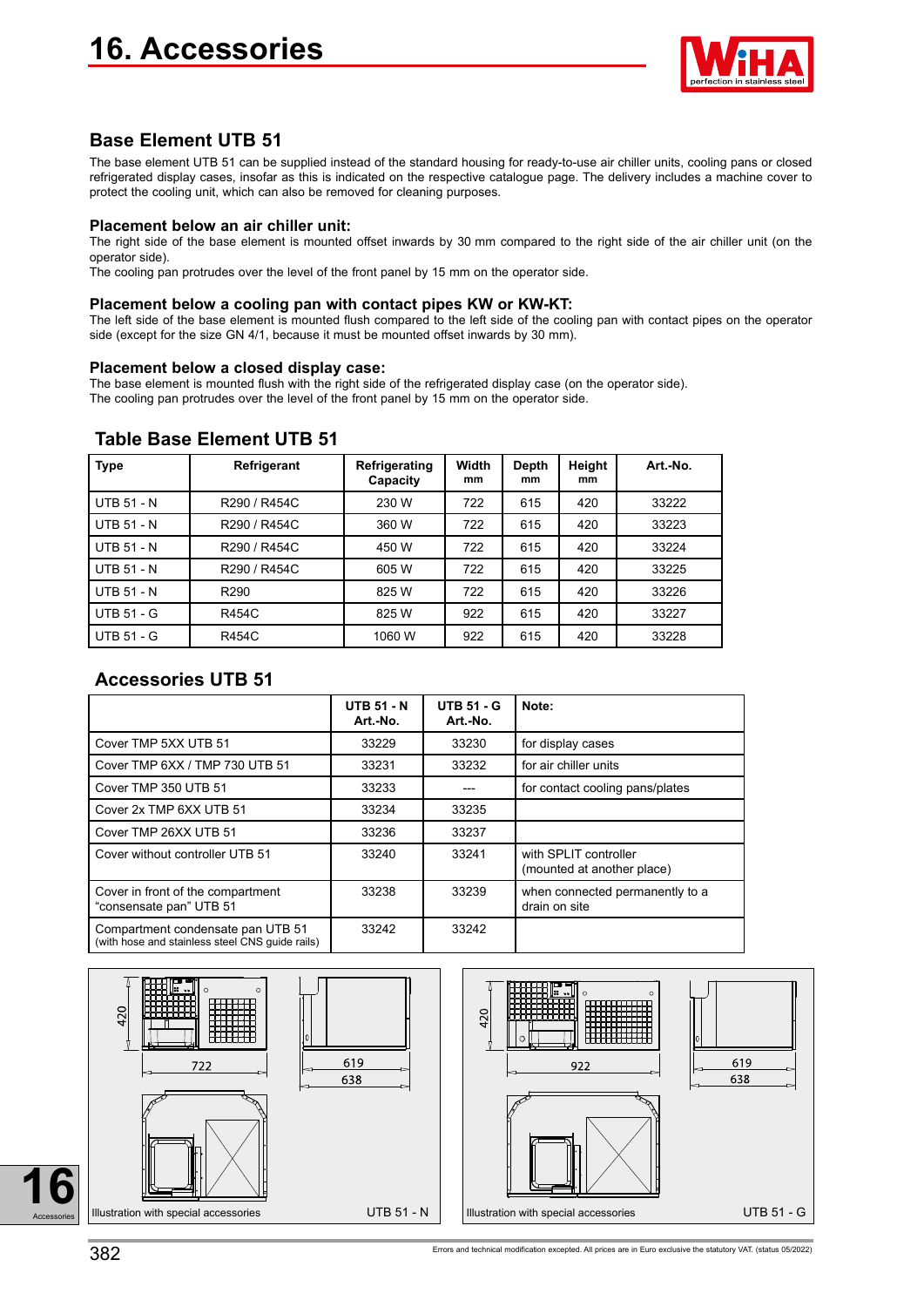# 16. Accessories

## Base Element UTB 51

The base element UTB 51 can be supplied instead of the standard housing for ready-to-use air chiller units, cooling pans or closed refrigerated display cases, insofar as this is indicated on the respective catalogue page. The delivery includes a machine cover to protect the cooling unit, which can also be removed for cleaning purposes.

### Placement below an air chiller unit:

The right side of the base element is mounted offset inwards by 30 mm compared to the right side of the air chiller unit (on the operator side).
The cooling pan protrudes over the level of the front panel by 15 mm on the operator side.

### Placement below a cooling pan with contact pipes KW or KW-KT:

The left side of the base element is mounted flush compared to the left side of the cooling pan with contact pipes on the operator side (except for the size GN 4/1, because it must be mounted offset inwards by 30 mm).

### Placement below a closed display case:

The base element is mounted flush with the right side of the refrigerated display case (on the operator side).
The cooling pan protrudes over the level of the front panel by 15 mm on the operator side.

## Table Base Element UTB 51

| Type | Refrigerant | Refrigerating Capacity | Width mm | Depth mm | Height mm | Art.-No. |
|---|---|---|---|---|---|---|
| UTB 51 - N | R290 / R454C | 230 W | 722 | 615 | 420 | 33222 |
| UTB 51 - N | R290 / R454C | 360 W | 722 | 615 | 420 | 33223 |
| UTB 51 - N | R290 / R454C | 450 W | 722 | 615 | 420 | 33224 |
| UTB 51 - N | R290 / R454C | 605 W | 722 | 615 | 420 | 33225 |
| UTB 51 - N | R290 | 825 W | 722 | 615 | 420 | 33226 |
| UTB 51 - G | R454C | 825 W | 922 | 615 | 420 | 33227 |
| UTB 51 - G | R454C | 1060 W | 922 | 615 | 420 | 33228 |

## Accessories UTB 51

| | UTB 51 - N Art.-No. | UTB 51 - G Art.-No. | Note: |
|---|---|---|---|
| Cover TMP 5XX UTB 51 | 33229 | 33230 | for display cases |
| Cover TMP 6XX / TMP 730 UTB 51 | 33231 | 33232 | for air chiller units |
| Cover TMP 350 UTB 51 | 33233 | --- | for contact cooling pans/plates |
| Cover 2x TMP 6XX UTB 51 | 33234 | 33235 | |
| Cover TMP 26XX UTB 51 | 33236 | 33237 | |
| Cover without controller UTB 51 | 33240 | 33241 | with SPLIT controller (mounted at another place) |
| Cover in front of the compartment “consensate pan” UTB 51 | 33238 | 33239 | when connected permanently to a drain on site |
| Compartment condensate pan UTB 51 (with hose and stainless steel CNS guide rails) | 33242 | 33242 | |

420
722
619
638
Illustration with special accessories
UTB 51 - N

420
922
619
638
Illustration with special accessories
UTB 51 - G

Errors and technical modification excepted. All prices are in Euro exclusive the statutory VAT. (status 05/2022)